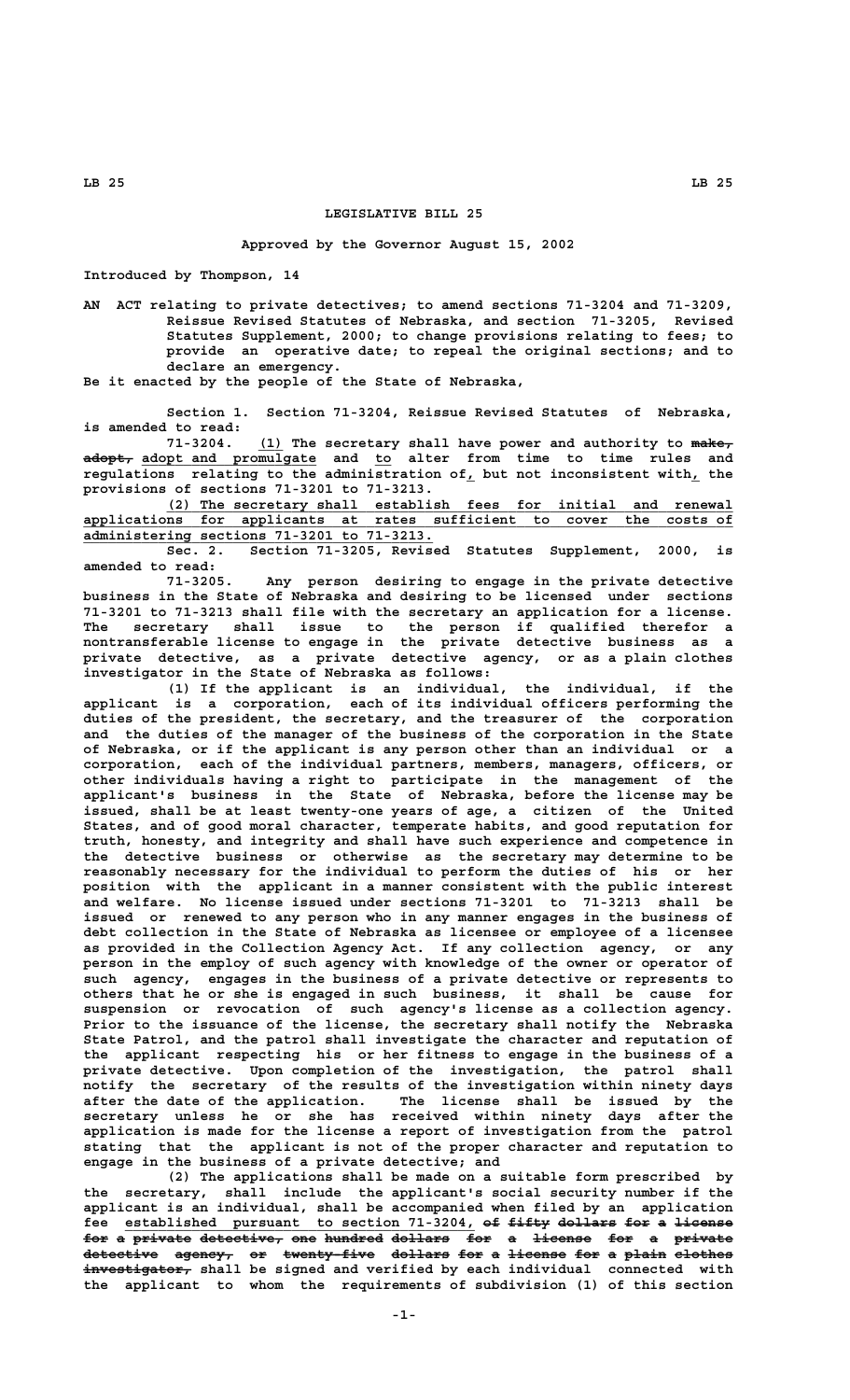# LEGISLATIVE BILL 25

**Approved by the Governor August 15, 2002**

Introduced by Thompson, 14

AN ACT relating to private detectives; to amend sections 71-3204 and 71-3209, Reissue Revised Statutes of Nebraska, and section 71-3205, Revised Statutes Supplement, 2000; to change provisions relating to fees; to provide an operative date; to repeal the original sections; and to declare an emergency.

Be it enacted by the people of the State of Nebraska,

Section 1. Section 71-3204, Reissue Revised Statutes of Nebraska, is amended to read:

71-3204. (1) The secretary shall have power and authority to ~~make, adopt,~~ adopt and promulgate and to alter from time to time rules and regulations relating to the administration of, but not inconsistent with, the provisions of sections 71-3201 to 71-3213.

(2) The secretary shall establish fees for initial and renewal applications for applicants at rates sufficient to cover the costs of administering sections 71-3201 to 71-3213.

Sec. 2. Section 71-3205, Revised Statutes Supplement, 2000, is amended to read:

71-3205. Any person desiring to engage in the private detective business in the State of Nebraska and desiring to be licensed under sections 71-3201 to 71-3213 shall file with the secretary an application for a license. The secretary shall issue to the person if qualified therefor a nontransferable license to engage in the private detective business as a private detective, as a private detective agency, or as a plain clothes investigator in the State of Nebraska as follows:

(1) If the applicant is an individual, the individual, if the applicant is a corporation, each of its individual officers performing the duties of the president, the secretary, and the treasurer of the corporation and the duties of the manager of the business of the corporation in the State of Nebraska, or if the applicant is any person other than an individual or a corporation, each of the individual partners, members, managers, officers, or other individuals having a right to participate in the management of the applicant's business in the State of Nebraska, before the license may be issued, shall be at least twenty-one years of age, a citizen of the United States, and of good moral character, temperate habits, and good reputation for truth, honesty, and integrity and shall have such experience and competence in the detective business or otherwise as the secretary may determine to be reasonably necessary for the individual to perform the duties of his or her position with the applicant in a manner consistent with the public interest and welfare. No license issued under sections 71-3201 to 71-3213 shall be issued or renewed to any person who in any manner engages in the business of debt collection in the State of Nebraska as licensee or employee of a licensee as provided in the Collection Agency Act. If any collection agency, or any person in the employ of such agency with knowledge of the owner or operator of such agency, engages in the business of a private detective or represents to others that he or she is engaged in such business, it shall be cause for suspension or revocation of such agency's license as a collection agency. Prior to the issuance of the license, the secretary shall notify the Nebraska State Patrol, and the patrol shall investigate the character and reputation of the applicant respecting his or her fitness to engage in the business of a private detective. Upon completion of the investigation, the patrol shall notify the secretary of the results of the investigation within ninety days after the date of the application. The license shall be issued by the secretary unless he or she has received within ninety days after the application is made for the license a report of investigation from the patrol stating that the applicant is not of the proper character and reputation to engage in the business of a private detective; and

(2) The applications shall be made on a suitable form prescribed by the secretary, shall include the applicant's social security number if the applicant is an individual, shall be accompanied when filed by an application fee established pursuant to section 71-3204, ~~of fifty dollars for a license for a private detective, one hundred dollars for a license for a private detective agency, or twenty-five dollars for a license for a plain clothes investigator,~~ shall be signed and verified by each individual connected with the applicant to whom the requirements of subdivision (1) of this section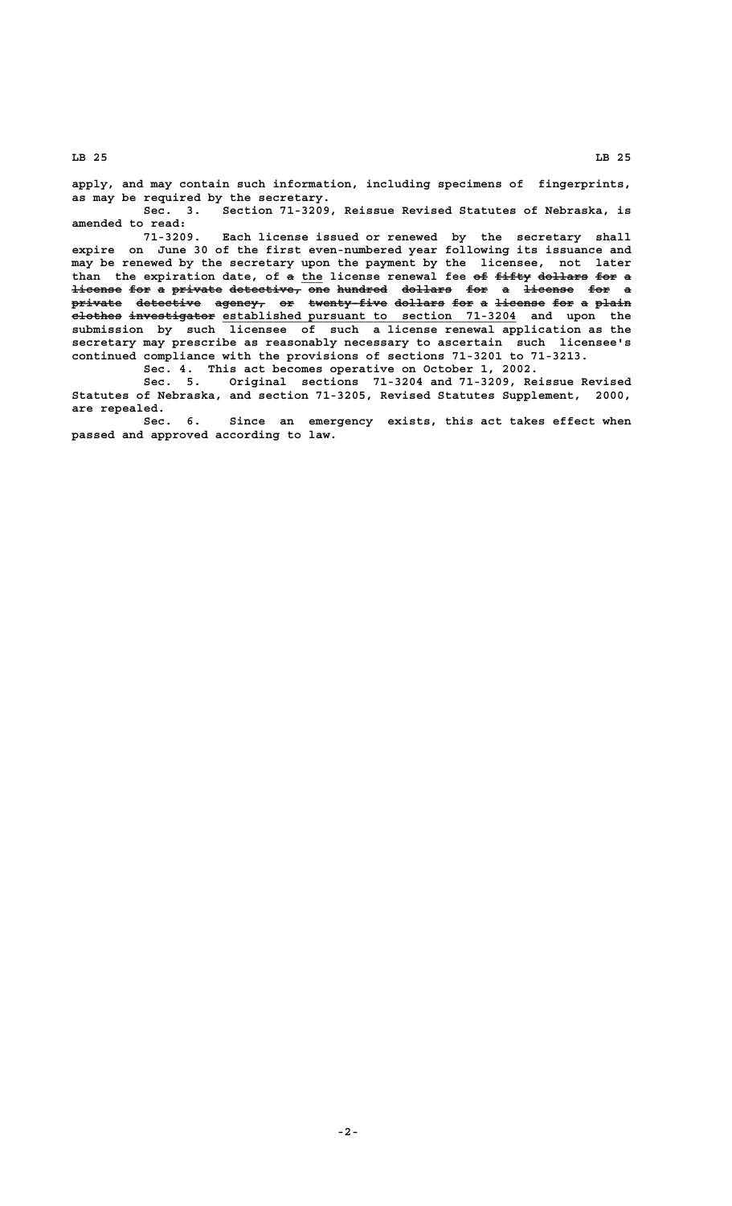apply, and may contain such information, including specimens of fingerprints, as may be required by the secretary.

Sec. 3. Section 71-3209, Reissue Revised Statutes of Nebraska, is amended to read:

71-3209. Each license issued or renewed by the secretary shall expire on June 30 of the first even-numbered year following its issuance and may be renewed by the secretary upon the payment by the licensee, not later than the expiration date, of ~~a~~ the license renewal fee ~~of fifty dollars for a license for a private detective, one hundred dollars for a license for a private detective agency, or twenty-five dollars for a license for a plain clothes investigator~~ established pursuant to section 71-3204 and upon the submission by such licensee of such a license renewal application as the secretary may prescribe as reasonably necessary to ascertain such licensee's continued compliance with the provisions of sections 71-3201 to 71-3213.

Sec. 4. This act becomes operative on October 1, 2002.

Sec. 5. Original sections 71-3204 and 71-3209, Reissue Revised Statutes of Nebraska, and section 71-3205, Revised Statutes Supplement, 2000, are repealed.

Sec. 6. Since an emergency exists, this act takes effect when passed and approved according to law.